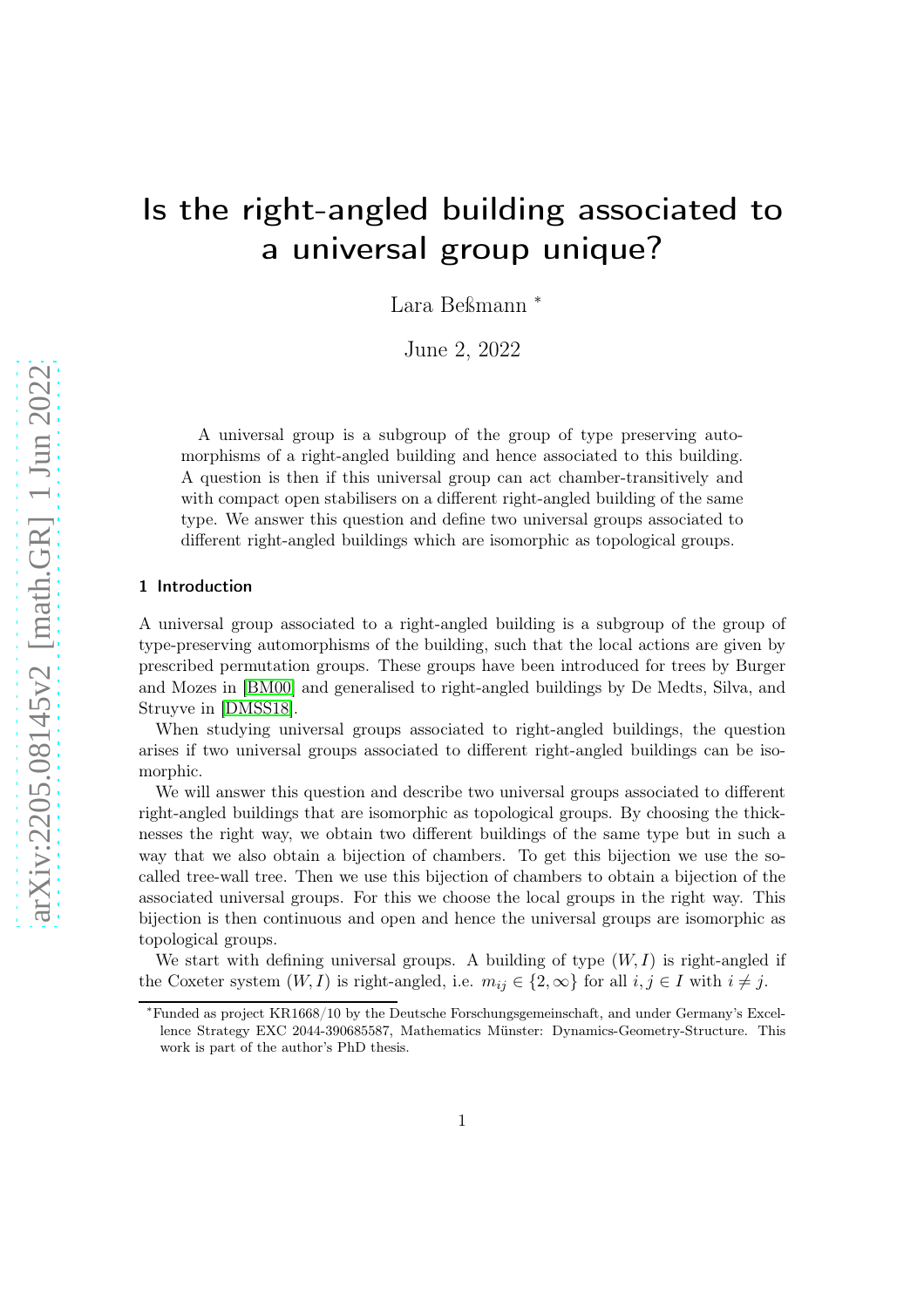# Is the right-angled building associated to a universal group unique?

Lara Beßmann [*]

June 2, 2022

A universal group is a subgroup of the group of type preserving automorphisms of a right-angled building and hence associated to this building. A question is then if this universal group can act chamber-transitively and with compact open stabilisers on a different right-angled building of the same type. We answer this question and define two universal groups associated to different right-angled buildings which are isomorphic as topological groups.

## 1 Introduction

A universal group associated to a right-angled building is a subgroup of the group of type-preserving automorphisms of the building, such that the local actions are given by prescribed permutation groups. These groups have been introduced for trees by Burger and Mozes in [BM00] and generalised to right-angled buildings by De Medts, Silva, and Struyve in [DMSS18].

When studying universal groups associated to right-angled buildings, the question arises if two universal groups associated to different right-angled buildings can be isomorphic.

We will answer this question and describe two universal groups associated to different right-angled buildings that are isomorphic as topological groups. By choosing the thicknesses the right way, we obtain two different buildings of the same type but in such a way that we also obtain a bijection of chambers. To get this bijection we use the so-called tree-wall tree. Then we use this bijection of chambers to obtain a bijection of the associated universal groups. For this we choose the local groups in the right way. This bijection is then continuous and open and hence the universal groups are isomorphic as topological groups.

We start with defining universal groups. A building of type $(W, I)$ is right-angled if the Coxeter system $(W, I)$ is right-angled, i.e. $m_{ij} \in \{2, \infty\}$ for all $i, j \in I$ with $i \neq j$.

[*] Funded as project KR1668/10 by the Deutsche Forschungsgemeinschaft, and under Germany's Excellence Strategy EXC 2044-390685587, Mathematics Münster: Dynamics-Geometry-Structure. This work is part of the author's PhD thesis.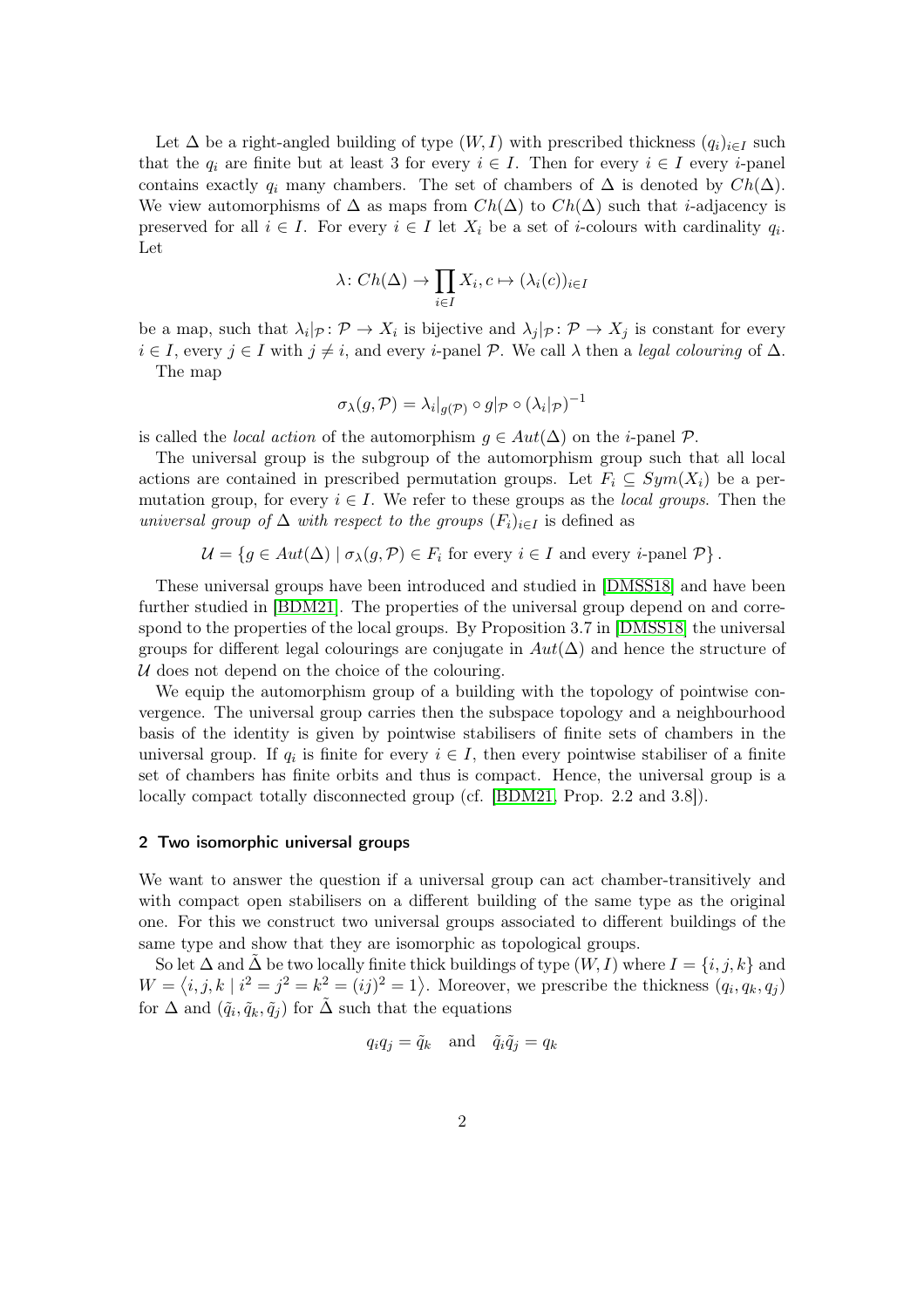Let $\Delta$ be a right-angled building of type $(W, I)$ with prescribed thickness $(q_i)_{i\in I}$ such that the $q_i$ are finite but at least 3 for every $i \in I$. Then for every $i \in I$ every $i$-panel contains exactly $q_i$ many chambers. The set of chambers of $\Delta$ is denoted by $Ch(\Delta)$. We view automorphisms of $\Delta$ as maps from $Ch(\Delta)$ to $Ch(\Delta)$ such that $i$-adjacency is preserved for all $i \in I$. For every $i \in I$ let $X_i$ be a set of $i$-colours with cardinality $q_i$. Let

$$\lambda \colon Ch(\Delta) \to \prod_{i\in I} X_i, c \mapsto (\lambda_i(c))_{i\in I}$$

be a map, such that $\lambda_i|_{\mathcal{P}} \colon \mathcal{P} \to X_i$ is bijective and $\lambda_j|_{\mathcal{P}} \colon \mathcal{P} \to X_j$ is constant for every $i \in I$, every $j \in I$ with $j \neq i$, and every $i$-panel $\mathcal{P}$. We call $\lambda$ then a *legal colouring* of $\Delta$.

The map

$$\sigma_\lambda(g, \mathcal{P}) = \lambda_i|_{g(\mathcal{P})} \circ g|_{\mathcal{P}} \circ (\lambda_i|_{\mathcal{P}})^{-1}$$

is called the *local action* of the automorphism $g \in Aut(\Delta)$ on the $i$-panel $\mathcal{P}$.

The universal group is the subgroup of the automorphism group such that all local actions are contained in prescribed permutation groups. Let $F_i \subseteq Sym(X_i)$ be a permutation group, for every $i \in I$. We refer to these groups as the *local groups*. Then the *universal group of $\Delta$ with respect to the groups $(F_i)_{i\in I}$* is defined as

$$\mathcal{U} = \{g \in Aut(\Delta) \mid \sigma_\lambda(g, \mathcal{P}) \in F_i \text{ for every } i \in I \text{ and every } i\text{-panel } \mathcal{P}\}.$$

These universal groups have been introduced and studied in [DMSS18] and have been further studied in [BDM21]. The properties of the universal group depend on and correspond to the properties of the local groups. By Proposition 3.7 in [DMSS18] the universal groups for different legal colourings are conjugate in $Aut(\Delta)$ and hence the structure of $\mathcal{U}$ does not depend on the choice of the colouring.

We equip the automorphism group of a building with the topology of pointwise convergence. The universal group carries then the subspace topology and a neighbourhood basis of the identity is given by pointwise stabilisers of finite sets of chambers in the universal group. If $q_i$ is finite for every $i \in I$, then every pointwise stabiliser of a finite set of chambers has finite orbits and thus is compact. Hence, the universal group is a locally compact totally disconnected group (cf. [BDM21, Prop. 2.2 and 3.8]).

## 2 Two isomorphic universal groups

We want to answer the question if a universal group can act chamber-transitively and with compact open stabilisers on a different building of the same type as the original one. For this we construct two universal groups associated to different buildings of the same type and show that they are isomorphic as topological groups.

So let $\Delta$ and $\tilde{\Delta}$ be two locally finite thick buildings of type $(W, I)$ where $I = \{i, j, k\}$ and $W = \langle i, j, k \mid i^2 = j^2 = k^2 = (ij)^2 = 1\rangle$. Moreover, we prescribe the thickness $(q_i, q_k, q_j)$ for $\Delta$ and $(\tilde{q}_i, \tilde{q}_k, \tilde{q}_j)$ for $\tilde{\Delta}$ such that the equations

$$q_i q_j = \tilde{q}_k \quad \text{and} \quad \tilde{q}_i \tilde{q}_j = q_k$$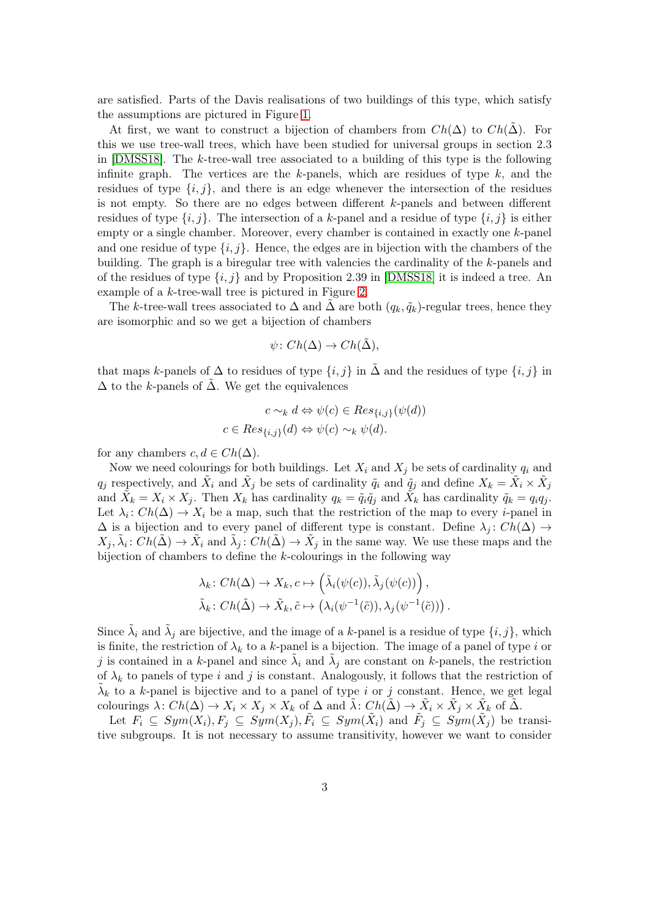are satisfied. Parts of the Davis realisations of two buildings of this type, which satisfy the assumptions are pictured in Figure 1.

At first, we want to construct a bijection of chambers from $Ch(\Delta)$ to $Ch(\tilde{\Delta})$. For this we use tree-wall trees, which have been studied for universal groups in section 2.3 in [DMSS18]. The $k$-tree-wall tree associated to a building of this type is the following infinite graph. The vertices are the $k$-panels, which are residues of type $k$, and the residues of type $\{i, j\}$, and there is an edge whenever the intersection of the residues is not empty. So there are no edges between different $k$-panels and between different residues of type $\{i, j\}$. The intersection of a $k$-panel and a residue of type $\{i, j\}$ is either empty or a single chamber. Moreover, every chamber is contained in exactly one $k$-panel and one residue of type $\{i, j\}$. Hence, the edges are in bijection with the chambers of the building. The graph is a biregular tree with valencies the cardinality of the $k$-panels and of the residues of type $\{i, j\}$ and by Proposition 2.39 in [DMSS18] it is indeed a tree. An example of a $k$-tree-wall tree is pictured in Figure 2.

The $k$-tree-wall trees associated to $\Delta$ and $\tilde{\Delta}$ are both $(q_k, \tilde{q}_k)$-regular trees, hence they are isomorphic and so we get a bijection of chambers

$$\psi\colon Ch(\Delta) \to Ch(\tilde{\Delta}),$$

that maps $k$-panels of $\Delta$ to residues of type $\{i, j\}$ in $\tilde{\Delta}$ and the residues of type $\{i, j\}$ in $\Delta$ to the $k$-panels of $\tilde{\Delta}$. We get the equivalences

$$c \sim_k d \Leftrightarrow \psi(c) \in Res_{\{i,j\}}(\psi(d))$$
$$c \in Res_{\{i,j\}}(d) \Leftrightarrow \psi(c) \sim_k \psi(d).$$

for any chambers $c, d \in Ch(\Delta)$.

Now we need colourings for both buildings. Let $X_i$ and $X_j$ be sets of cardinality $q_i$ and $q_j$ respectively, and $\tilde{X}_i$ and $\tilde{X}_j$ be sets of cardinality $\tilde{q}_i$ and $\tilde{q}_j$ and define $X_k = \tilde{X}_i \times \tilde{X}_j$ and $\tilde{X}_k = X_i \times X_j$. Then $X_k$ has cardinality $q_k = \tilde{q}_i\tilde{q}_j$ and $\tilde{X}_k$ has cardinality $\tilde{q}_k = q_iq_j$. Let $\lambda_i\colon Ch(\Delta) \to X_i$ be a map, such that the restriction of the map to every $i$-panel in $\Delta$ is a bijection and to every panel of different type is constant. Define $\lambda_j\colon Ch(\Delta) \to X_j, \tilde{\lambda}_i\colon Ch(\tilde{\Delta}) \to \tilde{X}_i$ and $\tilde{\lambda}_j\colon Ch(\tilde{\Delta}) \to \tilde{X}_j$ in the same way. We use these maps and the bijection of chambers to define the $k$-colourings in the following way

$$\lambda_k\colon Ch(\Delta) \to X_k, c \mapsto \left(\tilde{\lambda}_i(\psi(c)), \tilde{\lambda}_j(\psi(c))\right),$$
$$\tilde{\lambda}_k\colon Ch(\tilde{\Delta}) \to \tilde{X}_k, \tilde{c} \mapsto \left(\lambda_i(\psi^{-1}(\tilde{c})), \lambda_j(\psi^{-1}(\tilde{c}))\right).$$

Since $\tilde{\lambda}_i$ and $\tilde{\lambda}_j$ are bijective, and the image of a $k$-panel is a residue of type $\{i, j\}$, which is finite, the restriction of $\lambda_k$ to a $k$-panel is a bijection. The image of a panel of type $i$ or $j$ is contained in a $k$-panel and since $\tilde{\lambda}_i$ and $\tilde{\lambda}_j$ are constant on $k$-panels, the restriction of $\lambda_k$ to panels of type $i$ and $j$ is constant. Analogously, it follows that the restriction of $\tilde{\lambda}_k$ to a $k$-panel is bijective and to a panel of type $i$ or $j$ constant. Hence, we get legal colourings $\lambda\colon Ch(\Delta) \to X_i \times X_j \times X_k$ of $\Delta$ and $\tilde{\lambda}\colon Ch(\tilde{\Delta}) \to \tilde{X}_i \times \tilde{X}_j \times \tilde{X}_k$ of $\tilde{\Delta}$.

Let $F_i \subseteq Sym(X_i), F_j \subseteq Sym(X_j), \tilde{F}_i \subseteq Sym(\tilde{X}_i)$ and $\tilde{F}_j \subseteq Sym(\tilde{X}_j)$ be transitive subgroups. It is not necessary to assume transitivity, however we want to consider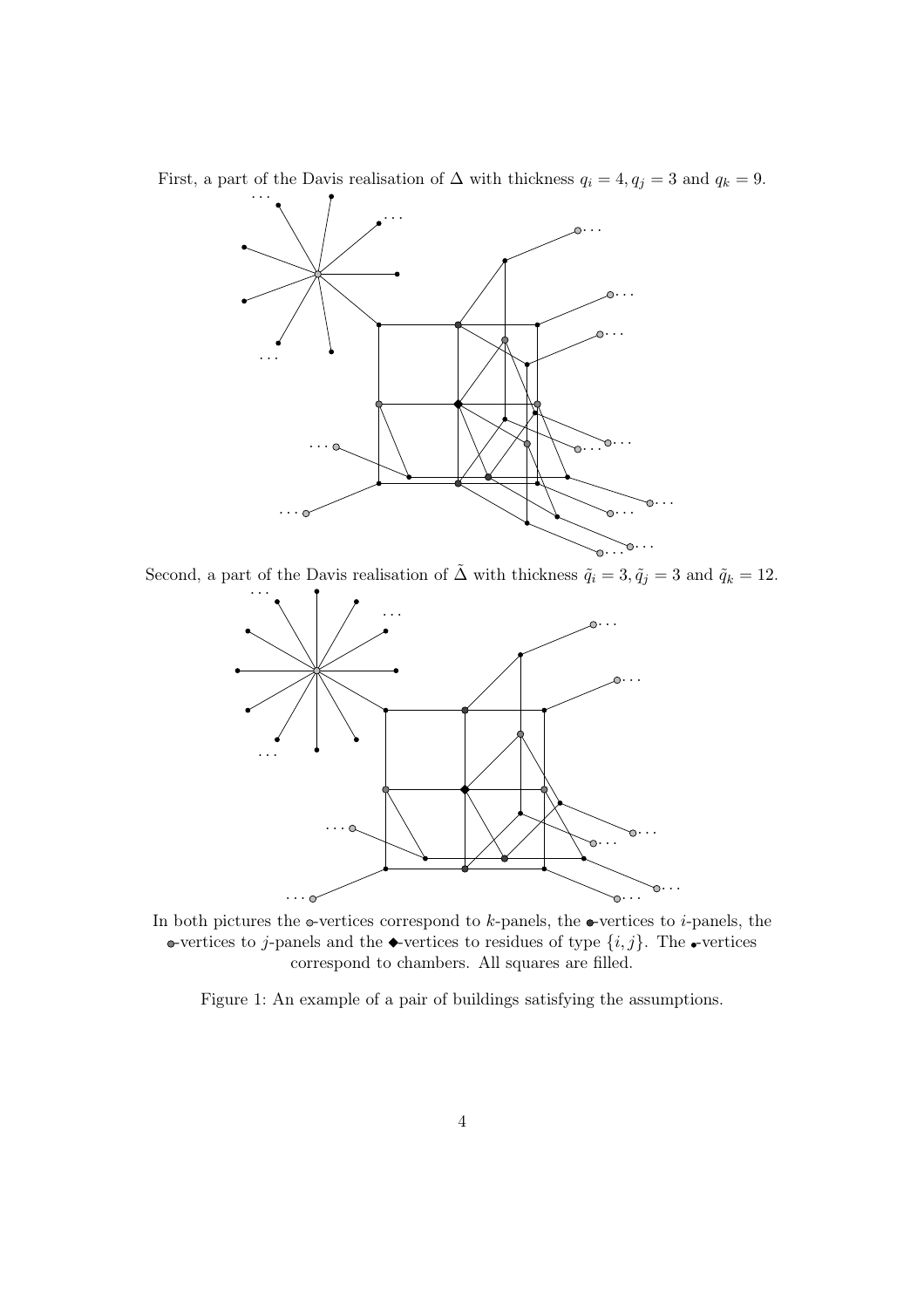First, a part of the Davis realisation of $\Delta$ with thickness $q_i = 4, q_j = 3$ and $q_k = 9$.

Second, a part of the Davis realisation of $\tilde{\Delta}$ with thickness $\tilde{q}_i = 3, \tilde{q}_j = 3$ and $\tilde{q}_k = 12$.

In both pictures the $\circ$-vertices correspond to $k$-panels, the $\bullet$-vertices to $i$-panels, the $\bullet$-vertices to $j$-panels and the $\blacklozenge$-vertices to residues of type $\{i, j\}$. The $\bullet$-vertices correspond to chambers. All squares are filled.

Figure 1: An example of a pair of buildings satisfying the assumptions.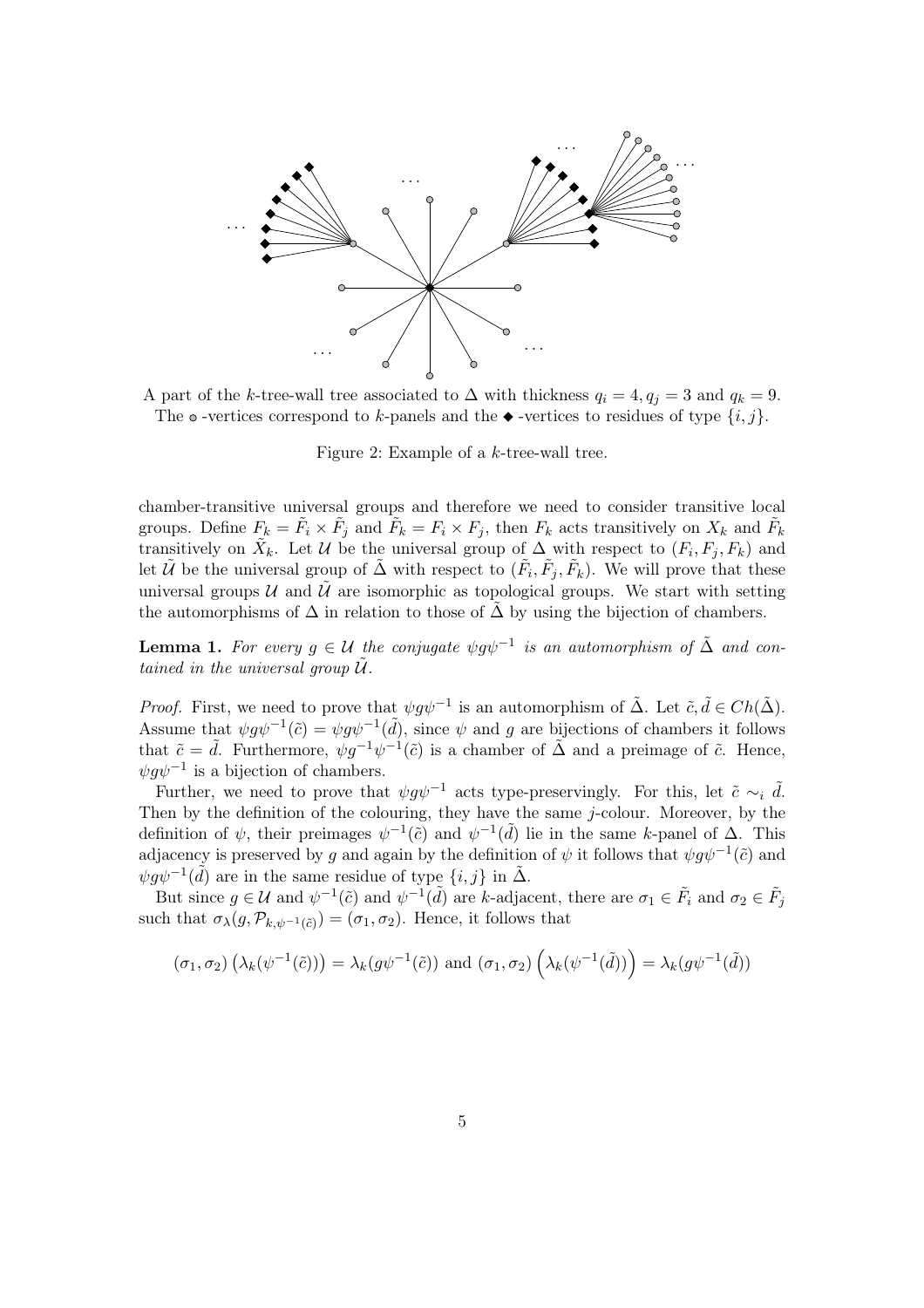A part of the $k$-tree-wall tree associated to $\Delta$ with thickness $q_i = 4, q_j = 3$ and $q_k = 9$. The $\circ$-vertices correspond to $k$-panels and the $\blacklozenge$-vertices to residues of type $\{i, j\}$.

Figure 2: Example of a $k$-tree-wall tree.

chamber-transitive universal groups and therefore we need to consider transitive local groups. Define $F_k = \tilde{F}_i \times \tilde{F}_j$ and $\tilde{F}_k = F_i \times F_j$, then $F_k$ acts transitively on $X_k$ and $\tilde{F}_k$ transitively on $\tilde{X}_k$. Let $\mathcal{U}$ be the universal group of $\Delta$ with respect to $(F_i, F_j, F_k)$ and let $\tilde{\mathcal{U}}$ be the universal group of $\tilde{\Delta}$ with respect to $(\tilde{F}_i, \tilde{F}_j, \tilde{F}_k)$. We will prove that these universal groups $\mathcal{U}$ and $\tilde{\mathcal{U}}$ are isomorphic as topological groups. We start with setting the automorphisms of $\Delta$ in relation to those of $\tilde{\Delta}$ by using the bijection of chambers.

**Lemma 1.** *For every $g \in \mathcal{U}$ the conjugate $\psi g \psi^{-1}$ is an automorphism of $\tilde{\Delta}$ and contained in the universal group $\tilde{\mathcal{U}}$.*

*Proof.* First, we need to prove that $\psi g \psi^{-1}$ is an automorphism of $\tilde{\Delta}$. Let $\tilde{c}, \tilde{d} \in Ch(\tilde{\Delta})$. Assume that $\psi g \psi^{-1}(\tilde{c}) = \psi g \psi^{-1}(\tilde{d})$, since $\psi$ and $g$ are bijections of chambers it follows that $\tilde{c} = \tilde{d}$. Furthermore, $\psi g^{-1} \psi^{-1}(\tilde{c})$ is a chamber of $\tilde{\Delta}$ and a preimage of $\tilde{c}$. Hence, $\psi g \psi^{-1}$ is a bijection of chambers.

Further, we need to prove that $\psi g \psi^{-1}$ acts type-preservingly. For this, let $\tilde{c} \sim_i \tilde{d}$. Then by the definition of the colouring, they have the same $j$-colour. Moreover, by the definition of $\psi$, their preimages $\psi^{-1}(\tilde{c})$ and $\psi^{-1}(\tilde{d})$ lie in the same $k$-panel of $\Delta$. This adjacency is preserved by $g$ and again by the definition of $\psi$ it follows that $\psi g \psi^{-1}(\tilde{c})$ and $\psi g \psi^{-1}(\tilde{d})$ are in the same residue of type $\{i, j\}$ in $\tilde{\Delta}$.

But since $g \in \mathcal{U}$ and $\psi^{-1}(\tilde{c})$ and $\psi^{-1}(\tilde{d})$ are $k$-adjacent, there are $\sigma_1 \in \tilde{F}_i$ and $\sigma_2 \in \tilde{F}_j$ such that $\sigma_\lambda(g, \mathcal{P}_{k,\psi^{-1}(\tilde{c})}) = (\sigma_1, \sigma_2)$. Hence, it follows that

$$(\sigma_1, \sigma_2)\left(\lambda_k(\psi^{-1}(\tilde{c}))\right) = \lambda_k(g\psi^{-1}(\tilde{c})) \text{ and } (\sigma_1, \sigma_2)\left(\lambda_k(\psi^{-1}(\tilde{d}))\right) = \lambda_k(g\psi^{-1}(\tilde{d}))$$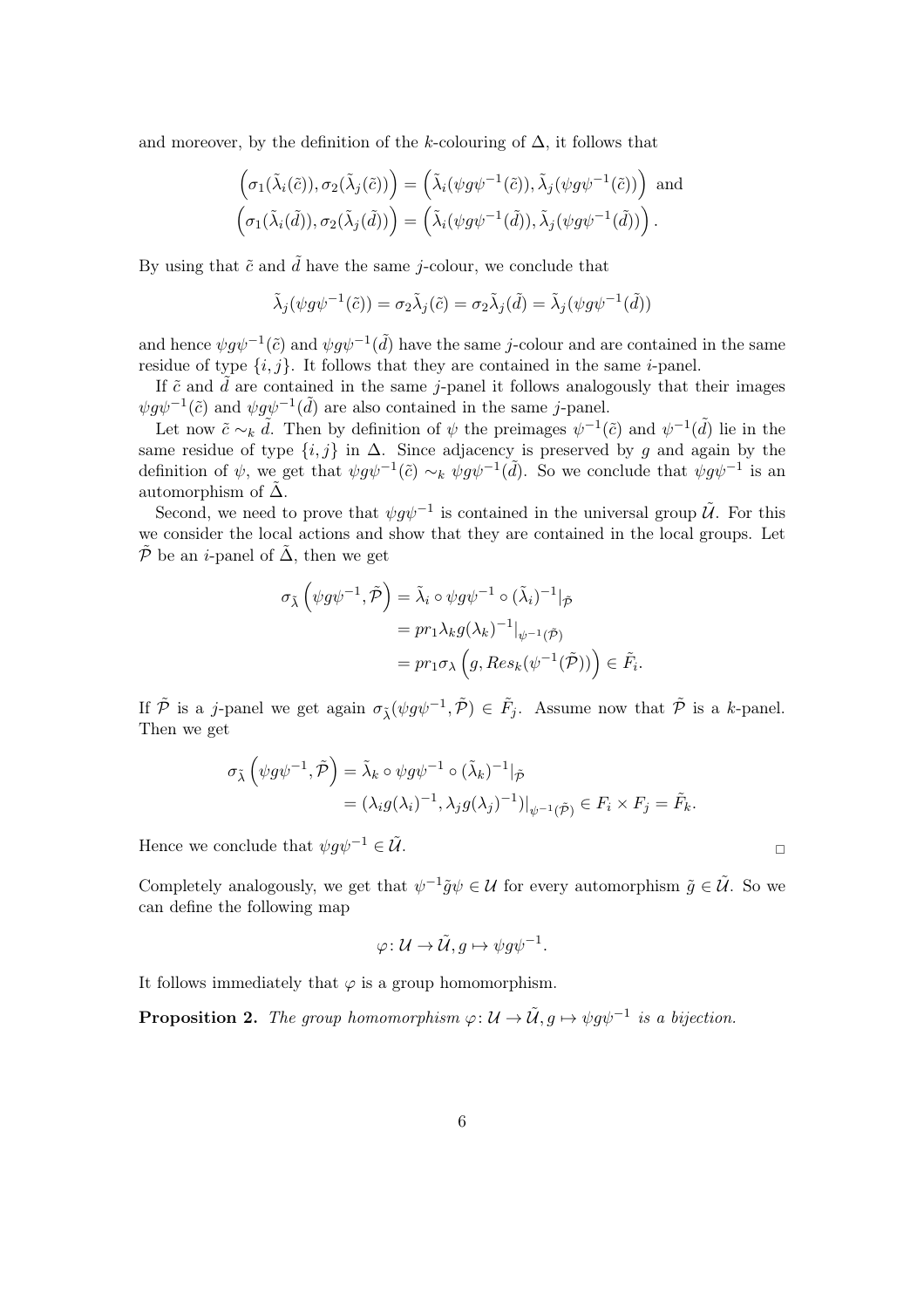and moreover, by the definition of the $k$-colouring of $\Delta$, it follows that

$$\left(\sigma_1(\tilde{\lambda}_i(\tilde{c})), \sigma_2(\tilde{\lambda}_j(\tilde{c}))\right) = \left(\tilde{\lambda}_i(\psi g \psi^{-1}(\tilde{c})), \tilde{\lambda}_j(\psi g \psi^{-1}(\tilde{c}))\right) \text{ and}$$
$$\left(\sigma_1(\tilde{\lambda}_i(\tilde{d})), \sigma_2(\tilde{\lambda}_j(\tilde{d}))\right) = \left(\tilde{\lambda}_i(\psi g \psi^{-1}(\tilde{d})), \tilde{\lambda}_j(\psi g \psi^{-1}(\tilde{d}))\right).$$

By using that $\tilde{c}$ and $\tilde{d}$ have the same $j$-colour, we conclude that

$$\tilde{\lambda}_j(\psi g \psi^{-1}(\tilde{c})) = \sigma_2 \tilde{\lambda}_j(\tilde{c}) = \sigma_2 \tilde{\lambda}_j(\tilde{d}) = \tilde{\lambda}_j(\psi g \psi^{-1}(\tilde{d}))$$

and hence $\psi g \psi^{-1}(\tilde{c})$ and $\psi g \psi^{-1}(\tilde{d})$ have the same $j$-colour and are contained in the same residue of type $\{i, j\}$. It follows that they are contained in the same $i$-panel.

If $\tilde{c}$ and $\tilde{d}$ are contained in the same $j$-panel it follows analogously that their images $\psi g \psi^{-1}(\tilde{c})$ and $\psi g \psi^{-1}(\tilde{d})$ are also contained in the same $j$-panel.

Let now $\tilde{c} \sim_k \tilde{d}$. Then by definition of $\psi$ the preimages $\psi^{-1}(\tilde{c})$ and $\psi^{-1}(\tilde{d})$ lie in the same residue of type $\{i, j\}$ in $\Delta$. Since adjacency is preserved by $g$ and again by the definition of $\psi$, we get that $\psi g \psi^{-1}(\tilde{c}) \sim_k \psi g \psi^{-1}(\tilde{d})$. So we conclude that $\psi g \psi^{-1}$ is an automorphism of $\tilde{\Delta}$.

Second, we need to prove that $\psi g \psi^{-1}$ is contained in the universal group $\tilde{\mathcal{U}}$. For this we consider the local actions and show that they are contained in the local groups. Let $\tilde{\mathcal{P}}$ be an $i$-panel of $\tilde{\Delta}$, then we get

$$\begin{aligned}
\sigma_{\tilde{\lambda}}\left(\psi g \psi^{-1}, \tilde{\mathcal{P}}\right) &= \tilde{\lambda}_i \circ \psi g \psi^{-1} \circ (\tilde{\lambda}_i)^{-1}|_{\tilde{\mathcal{P}}} \\
&= pr_1 \lambda_k g (\lambda_k)^{-1}|_{\psi^{-1}(\tilde{\mathcal{P}})} \\
&= pr_1 \sigma_\lambda\left(g, Res_k(\psi^{-1}(\tilde{\mathcal{P}}))\right) \in \tilde{F}_i.
\end{aligned}$$

If $\tilde{\mathcal{P}}$ is a $j$-panel we get again $\sigma_{\tilde{\lambda}}(\psi g \psi^{-1}, \tilde{\mathcal{P}}) \in \tilde{F}_j$. Assume now that $\tilde{\mathcal{P}}$ is a $k$-panel. Then we get

$$\begin{aligned}
\sigma_{\tilde{\lambda}}\left(\psi g \psi^{-1}, \tilde{\mathcal{P}}\right) &= \tilde{\lambda}_k \circ \psi g \psi^{-1} \circ (\tilde{\lambda}_k)^{-1}|_{\tilde{\mathcal{P}}} \\
&= (\lambda_i g (\lambda_i)^{-1}, \lambda_j g (\lambda_j)^{-1})|_{\psi^{-1}(\tilde{\mathcal{P}})} \in F_i \times F_j = \tilde{F}_k.
\end{aligned}$$

Hence we conclude that $\psi g \psi^{-1} \in \tilde{\mathcal{U}}$. □

Completely analogously, we get that $\psi^{-1} \tilde{g} \psi \in \mathcal{U}$ for every automorphism $\tilde{g} \in \tilde{\mathcal{U}}$. So we can define the following map

$$\varphi \colon \mathcal{U} \to \tilde{\mathcal{U}}, g \mapsto \psi g \psi^{-1}.$$

It follows immediately that $\varphi$ is a group homomorphism.

**Proposition 2.** *The group homomorphism $\varphi \colon \mathcal{U} \to \tilde{\mathcal{U}}, g \mapsto \psi g \psi^{-1}$ is a bijection.*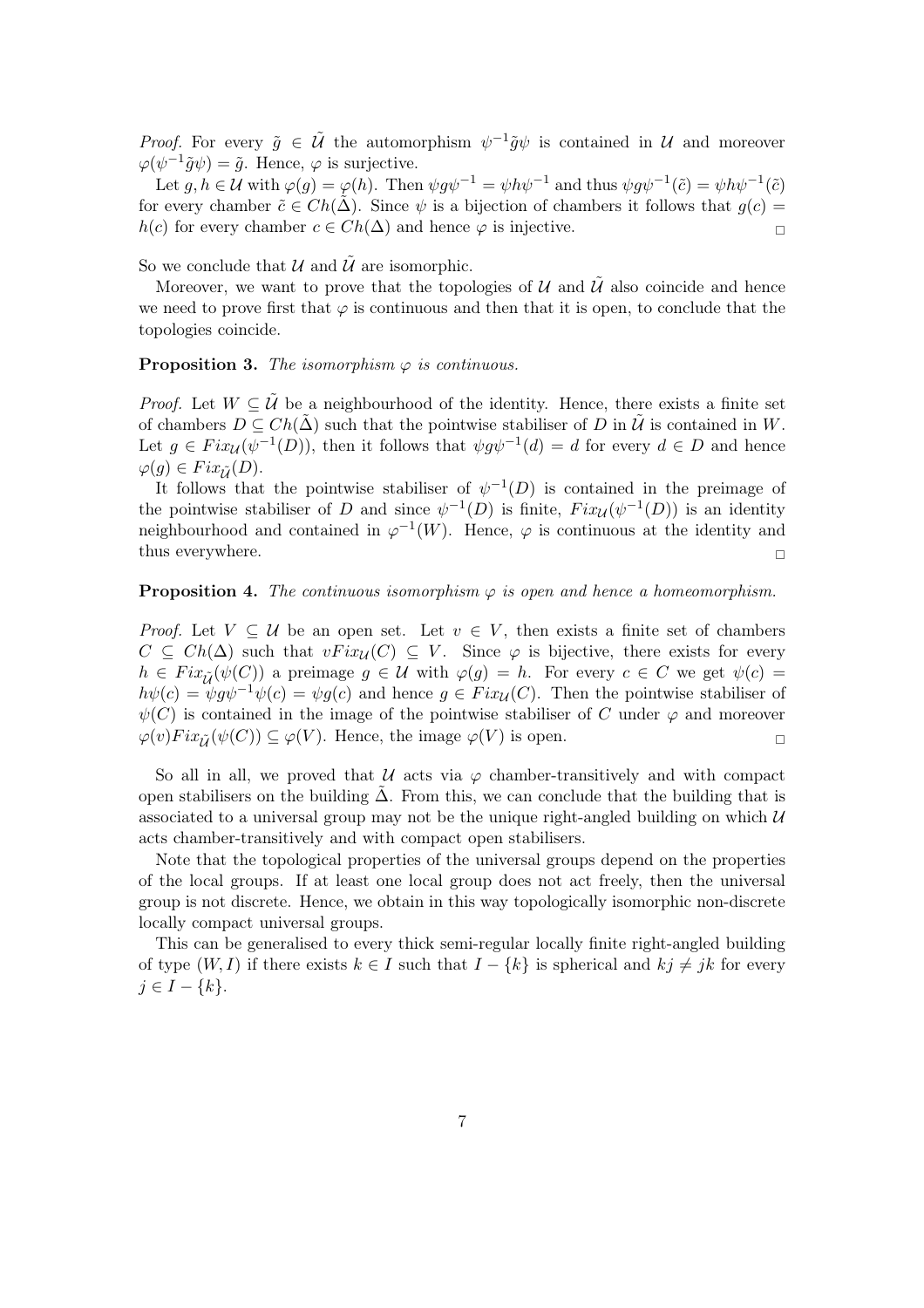*Proof.* For every $\tilde{g} \in \tilde{\mathcal{U}}$ the automorphism $\psi^{-1}\tilde{g}\psi$ is contained in $\mathcal{U}$ and moreover $\varphi(\psi^{-1}\tilde{g}\psi) = \tilde{g}$. Hence, $\varphi$ is surjective.

Let $g, h \in \mathcal{U}$ with $\varphi(g) = \varphi(h)$. Then $\psi g \psi^{-1} = \psi h \psi^{-1}$ and thus $\psi g \psi^{-1}(\tilde{c}) = \psi h \psi^{-1}(\tilde{c})$ for every chamber $\tilde{c} \in Ch(\tilde{\Delta})$. Since $\psi$ is a bijection of chambers it follows that $g(c) = h(c)$ for every chamber $c \in Ch(\Delta)$ and hence $\varphi$ is injective. □

So we conclude that $\mathcal{U}$ and $\tilde{\mathcal{U}}$ are isomorphic.

Moreover, we want to prove that the topologies of $\mathcal{U}$ and $\tilde{\mathcal{U}}$ also coincide and hence we need to prove first that $\varphi$ is continuous and then that it is open, to conclude that the topologies coincide.

**Proposition 3.** *The isomorphism $\varphi$ is continuous.*

*Proof.* Let $W \subseteq \tilde{\mathcal{U}}$ be a neighbourhood of the identity. Hence, there exists a finite set of chambers $D \subseteq Ch(\tilde{\Delta})$ such that the pointwise stabiliser of $D$ in $\tilde{\mathcal{U}}$ is contained in $W$. Let $g \in Fix_{\mathcal{U}}(\psi^{-1}(D))$, then it follows that $\psi g \psi^{-1}(d) = d$ for every $d \in D$ and hence $\varphi(g) \in Fix_{\tilde{\mathcal{U}}}(D)$.

It follows that the pointwise stabiliser of $\psi^{-1}(D)$ is contained in the preimage of the pointwise stabiliser of $D$ and since $\psi^{-1}(D)$ is finite, $Fix_{\mathcal{U}}(\psi^{-1}(D))$ is an identity neighbourhood and contained in $\varphi^{-1}(W)$. Hence, $\varphi$ is continuous at the identity and thus everywhere. □

**Proposition 4.** *The continuous isomorphism $\varphi$ is open and hence a homeomorphism.*

*Proof.* Let $V \subseteq \mathcal{U}$ be an open set. Let $v \in V$, then exists a finite set of chambers $C \subseteq Ch(\Delta)$ such that $vFix_{\mathcal{U}}(C) \subseteq V$. Since $\varphi$ is bijective, there exists for every $h \in Fix_{\tilde{\mathcal{U}}}(\psi(C))$ a preimage $g \in \mathcal{U}$ with $\varphi(g) = h$. For every $c \in C$ we get $\psi(c) = h\psi(c) = \psi g \psi^{-1}\psi(c) = \psi g(c)$ and hence $g \in Fix_{\mathcal{U}}(C)$. Then the pointwise stabiliser of $\psi(C)$ is contained in the image of the pointwise stabiliser of $C$ under $\varphi$ and moreover $\varphi(v)Fix_{\tilde{\mathcal{U}}}(\psi(C)) \subseteq \varphi(V)$. Hence, the image $\varphi(V)$ is open. □

So all in all, we proved that $\mathcal{U}$ acts via $\varphi$ chamber-transitively and with compact open stabilisers on the building $\tilde{\Delta}$. From this, we can conclude that the building that is associated to a universal group may not be the unique right-angled building on which $\mathcal{U}$ acts chamber-transitively and with compact open stabilisers.

Note that the topological properties of the universal groups depend on the properties of the local groups. If at least one local group does not act freely, then the universal group is not discrete. Hence, we obtain in this way topologically isomorphic non-discrete locally compact universal groups.

This can be generalised to every thick semi-regular locally finite right-angled building of type $(W, I)$ if there exists $k \in I$ such that $I - \{k\}$ is spherical and $kj \neq jk$ for every $j \in I - \{k\}$.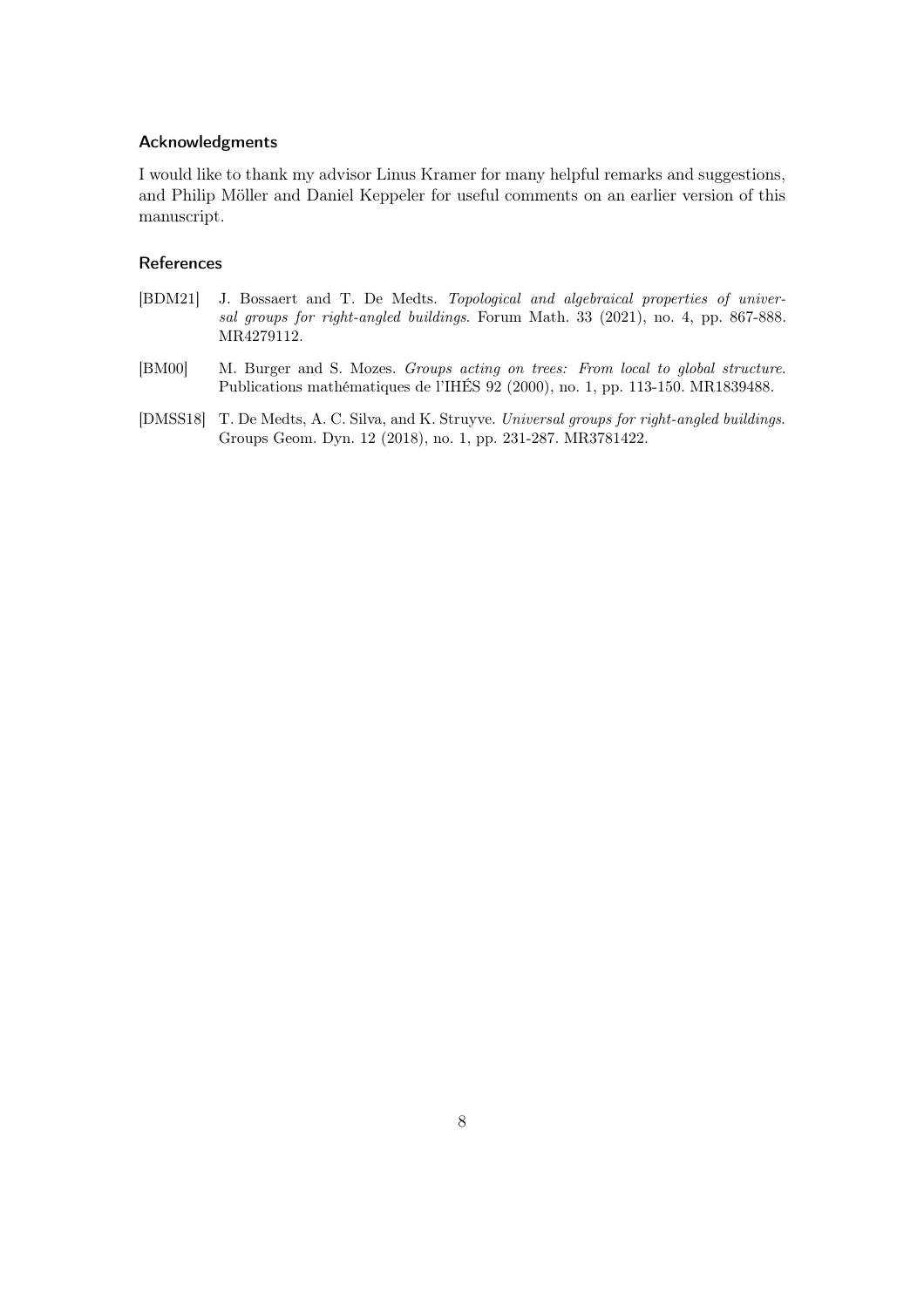### Acknowledgments

I would like to thank my advisor Linus Kramer for many helpful remarks and suggestions, and Philip Möller and Daniel Keppeler for useful comments on an earlier version of this manuscript.

### References

[BDM21] J. Bossaert and T. De Medts. *Topological and algebraical properties of universal groups for right-angled buildings*. Forum Math. 33 (2021), no. 4, pp. 867-888. MR4279112.

[BM00] M. Burger and S. Mozes. *Groups acting on trees: From local to global structure*. Publications mathématiques de l'IHÉS 92 (2000), no. 1, pp. 113-150. MR1839488.

[DMSS18] T. De Medts, A. C. Silva, and K. Struyve. *Universal groups for right-angled buildings*. Groups Geom. Dyn. 12 (2018), no. 1, pp. 231-287. MR3781422.